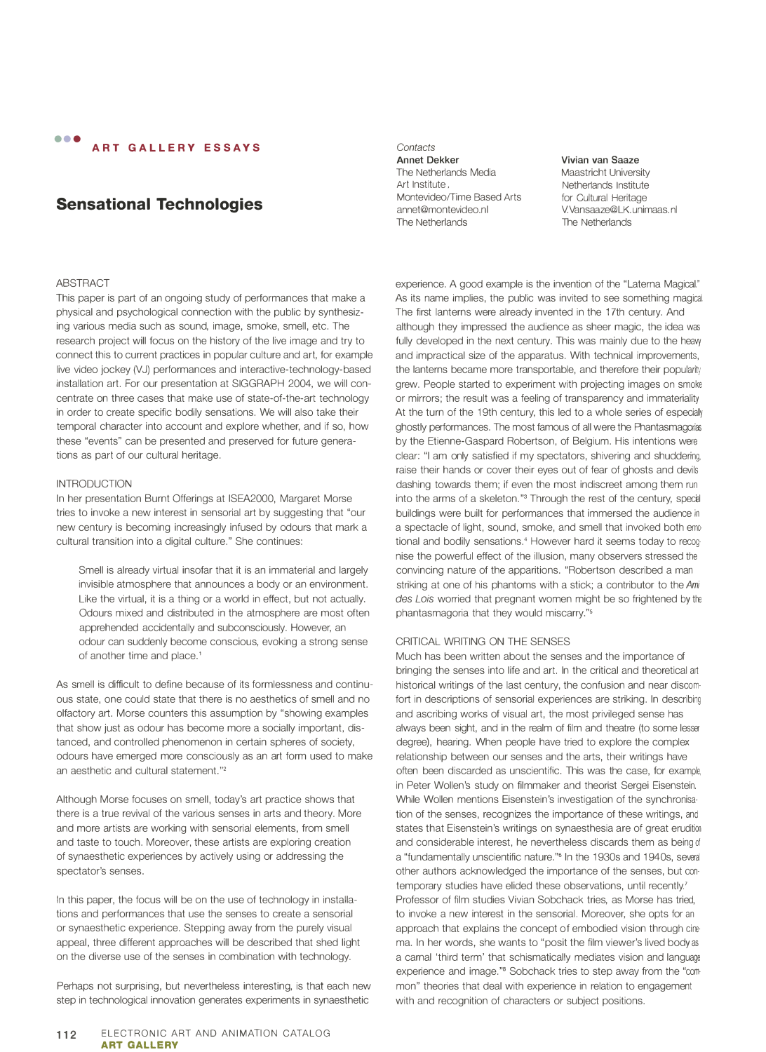ART GALLERY ESSAYS

# Sensational Technologies

*Contacts*

**Annet Dekker**
The Netherlands Media
Art Institute,
Montevideo/Time Based Arts
annet@montevideo.nl
The Netherlands

**Vivian van Saaze**
Maastricht University
Netherlands Institute
for Cultural Heritage
V.Vansaaze@LK.unimaas.nl
The Netherlands

## ABSTRACT

This paper is part of an ongoing study of performances that make a physical and psychological connection with the public by synthesizing various media such as sound, image, smoke, smell, etc. The research project will focus on the history of the live image and try to connect this to current practices in popular culture and art, for example live video jockey (VJ) performances and interactive-technology-based installation art. For our presentation at SIGGRAPH 2004, we will concentrate on three cases that make use of state-of-the-art technology in order to create specific bodily sensations. We will also take their temporal character into account and explore whether, and if so, how these "events" can be presented and preserved for future generations as part of our cultural heritage.

## INTRODUCTION

In her presentation Burnt Offerings at ISEA2000, Margaret Morse tries to invoke a new interest in sensorial art by suggesting that "our new century is becoming increasingly infused by odours that mark a cultural transition into a digital culture." She continues:

> Smell is already virtual insofar that it is an immaterial and largely invisible atmosphere that announces a body or an environment. Like the virtual, it is a thing or a world in effect, but not actually. Odours mixed and distributed in the atmosphere are most often apprehended accidentally and subconsciously. However, an odour can suddenly become conscious, evoking a strong sense of another time and place.[1]

As smell is difficult to define because of its formlessness and continuous state, one could state that there is no aesthetics of smell and no olfactory art. Morse counters this assumption by "showing examples that show just as odour has become more a socially important, distanced, and controlled phenomenon in certain spheres of society, odours have emerged more consciously as an art form used to make an aesthetic and cultural statement."[2]

Although Morse focuses on smell, today's art practice shows that there is a true revival of the various senses in arts and theory. More and more artists are working with sensorial elements, from smell and taste to touch. Moreover, these artists are exploring creation of synaesthetic experiences by actively using or addressing the spectator's senses.

In this paper, the focus will be on the use of technology in installations and performances that use the senses to create a sensorial or synaesthetic experience. Stepping away from the purely visual appeal, three different approaches will be described that shed light on the diverse use of the senses in combination with technology.

Perhaps not surprising, but nevertheless interesting, is that each new step in technological innovation generates experiments in synaesthetic experience. A good example is the invention of the "Laterna Magical." As its name implies, the public was invited to see something magical. The first lanterns were already invented in the 17th century. And although they impressed the audience as sheer magic, the idea was fully developed in the next century. This was mainly due to the heavy and impractical size of the apparatus. With technical improvements, the lanterns became more transportable, and therefore their popularity grew. People started to experiment with projecting images on smoke or mirrors; the result was a feeling of transparency and immateriality. At the turn of the 19th century, this led to a whole series of especially ghostly performances. The most famous of all were the Phantasmagorias by the Etienne-Gaspard Robertson, of Belgium. His intentions were clear: "I am only satisfied if my spectators, shivering and shuddering, raise their hands or cover their eyes out of fear of ghosts and devils dashing towards them; if even the most indiscreet among them run into the arms of a skeleton."[3] Through the rest of the century, special buildings were built for performances that immersed the audience in a spectacle of light, sound, smoke, and smell that invoked both emotional and bodily sensations.[4] However hard it seems today to recognise the powerful effect of the illusion, many observers stressed the convincing nature of the apparitions. "Robertson described a man striking at one of his phantoms with a stick; a contributor to the *Ami des Lois* worried that pregnant women might be so frightened by the phantasmagoria that they would miscarry."[5]

## CRITICAL WRITING ON THE SENSES

Much has been written about the senses and the importance of bringing the senses into life and art. In the critical and theoretical art historical writings of the last century, the confusion and near discomfort in descriptions of sensorial experiences are striking. In describing and ascribing works of visual art, the most privileged sense has always been sight, and in the realm of film and theatre (to some lesser degree), hearing. When people have tried to explore the complex relationship between our senses and the arts, their writings have often been discarded as unscientific. This was the case, for example, in Peter Wollen's study on filmmaker and theorist Sergei Eisenstein. While Wollen mentions Eisenstein's investigation of the synchronisation of the senses, recognizes the importance of these writings, and states that Eisenstein's writings on synaesthesia are of great erudition and considerable interest, he nevertheless discards them as being of a "fundamentally unscientific nature."[6] In the 1930s and 1940s, several other authors acknowledged the importance of the senses, but contemporary studies have elided these observations, until recently.[7] Professor of film studies Vivian Sobchack tries, as Morse has tried, to invoke a new interest in the sensorial. Moreover, she opts for an approach that explains the concept of embodied vision through cinema. In her words, she wants to "posit the film viewer's lived body as a carnal 'third term' that schismatically mediates vision and language experience and image."[8] Sobchack tries to step away from the "common" theories that deal with experience in relation to engagement with and recognition of characters or subject positions.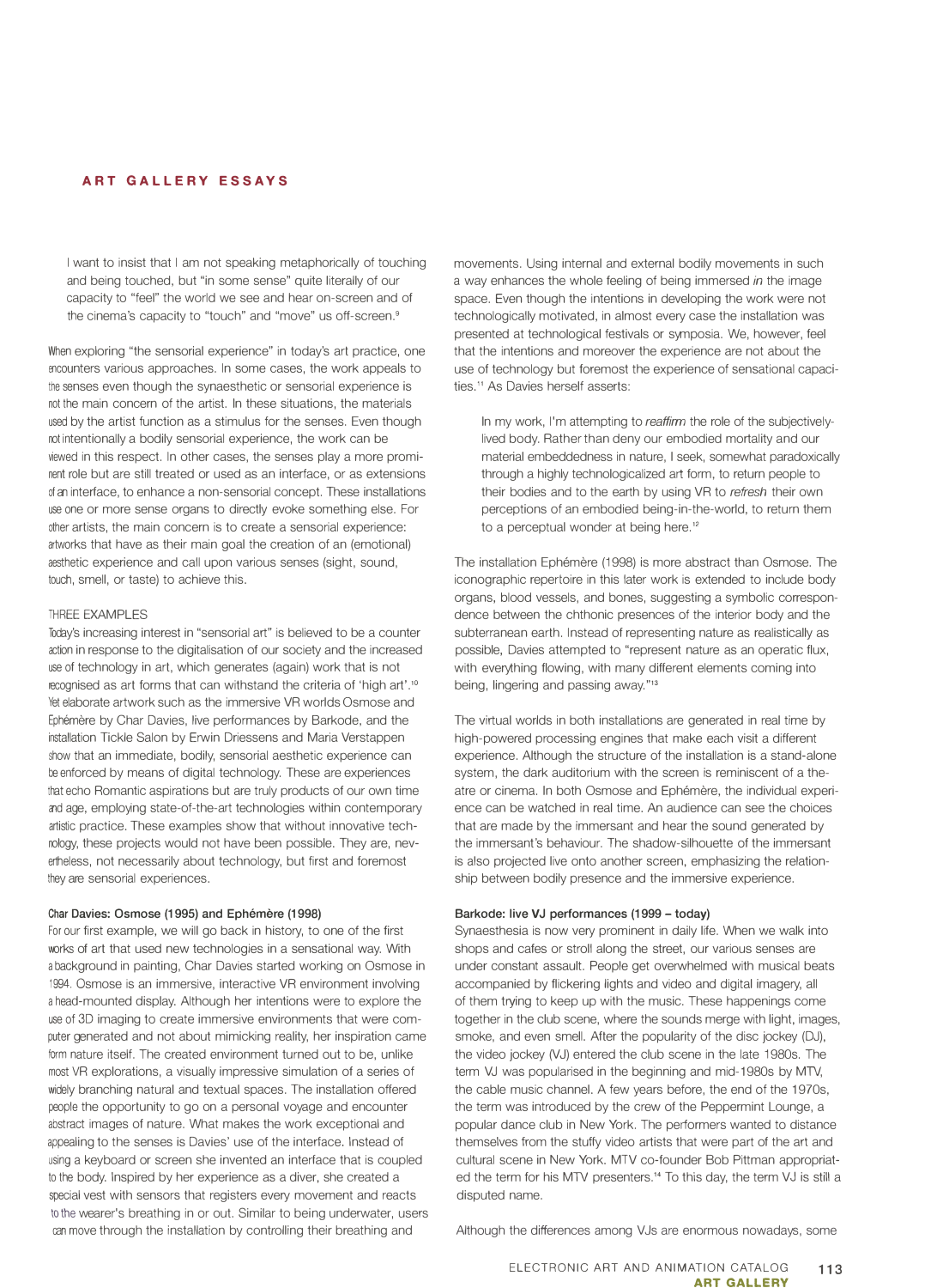I want to insist that I am not speaking metaphorically of touching and being touched, but "in some sense" quite literally of our capacity to "feel" the world we see and hear on-screen and of the cinema's capacity to "touch" and "move" us off-screen.[9]

When exploring "the sensorial experience" in today's art practice, one encounters various approaches. In some cases, the work appeals to the senses even though the synaesthetic or sensorial experience is not the main concern of the artist. In these situations, the materials used by the artist function as a stimulus for the senses. Even though not intentionally a bodily sensorial experience, the work can be viewed in this respect. In other cases, the senses play a more prominent role but are still treated or used as an interface, or as extensions of an interface, to enhance a non-sensorial concept. These installations use one or more sense organs to directly evoke something else. For other artists, the main concern is to create a sensorial experience: artworks that have as their main goal the creation of an (emotional) aesthetic experience and call upon various senses (sight, sound, touch, smell, or taste) to achieve this.

THREE EXAMPLES

Today's increasing interest in "sensorial art" is believed to be a counter action in response to the digitalisation of our society and the increased use of technology in art, which generates (again) work that is not recognised as art forms that can withstand the criteria of 'high art'.[10] Yet elaborate artwork such as the immersive VR worlds Osmose and Ephémère by Char Davies, live performances by Barkode, and the installation Tickle Salon by Erwin Driessens and Maria Verstappen show that an immediate, bodily, sensorial aesthetic experience can be enforced by means of digital technology. These are experiences that echo Romantic aspirations but are truly products of our own time and age, employing state-of-the-art technologies within contemporary artistic practice. These examples show that without innovative technology, these projects would not have been possible. They are, nevertheless, not necessarily about technology, but first and foremost they are sensorial experiences.

**Char Davies: Osmose (1995) and Ephémère (1998)**

For our first example, we will go back in history, to one of the first works of art that used new technologies in a sensational way. With a background in painting, Char Davies started working on Osmose in 1994. Osmose is an immersive, interactive VR environment involving a head-mounted display. Although her intentions were to explore the use of 3D imaging to create immersive environments that were computer generated and not about mimicking reality, her inspiration came form nature itself. The created environment turned out to be, unlike most VR explorations, a visually impressive simulation of a series of widely branching natural and textual spaces. The installation offered people the opportunity to go on a personal voyage and encounter abstract images of nature. What makes the work exceptional and appealing to the senses is Davies' use of the interface. Instead of using a keyboard or screen she invented an interface that is coupled to the body. Inspired by her experience as a diver, she created a special vest with sensors that registers every movement and reacts to the wearer's breathing in or out. Similar to being underwater, users can move through the installation by controlling their breathing and movements. Using internal and external bodily movements in such a way enhances the whole feeling of being immersed *in* the image space. Even though the intentions in developing the work were not technologically motivated, in almost every case the installation was presented at technological festivals or symposia. We, however, feel that the intentions and moreover the experience are not about the use of technology but foremost the experience of sensational capacities.[11] As Davies herself asserts:

> In my work, I'm attempting to *reaffirm* the role of the subjectively-lived body. Rather than deny our embodied mortality and our material embeddedness in nature, I seek, somewhat paradoxically through a highly technologicalized art form, to return people to their bodies and to the earth by using VR to *refresh* their own perceptions of an embodied being-in-the-world, to return them to a perceptual wonder at being here.[12]

The installation Ephémère (1998) is more abstract than Osmose. The iconographic repertoire in this later work is extended to include body organs, blood vessels, and bones, suggesting a symbolic correspondence between the chthonic presences of the interior body and the subterranean earth. Instead of representing nature as realistically as possible, Davies attempted to "represent nature as an operatic flux, with everything flowing, with many different elements coming into being, lingering and passing away."[13]

The virtual worlds in both installations are generated in real time by high-powered processing engines that make each visit a different experience. Although the structure of the installation is a stand-alone system, the dark auditorium with the screen is reminiscent of a theatre or cinema. In both Osmose and Ephémère, the individual experience can be watched in real time. An audience can see the choices that are made by the immersant and hear the sound generated by the immersant's behaviour. The shadow-silhouette of the immersant is also projected live onto another screen, emphasizing the relationship between bodily presence and the immersive experience.

**Barkode: live VJ performances (1999 – today)**

Synaesthesia is now very prominent in daily life. When we walk into shops and cafes or stroll along the street, our various senses are under constant assault. People get overwhelmed with musical beats accompanied by flickering lights and video and digital imagery, all of them trying to keep up with the music. These happenings come together in the club scene, where the sounds merge with light, images, smoke, and even smell. After the popularity of the disc jockey (DJ), the video jockey (VJ) entered the club scene in the late 1980s. The term VJ was popularised in the beginning and mid-1980s by MTV, the cable music channel. A few years before, the end of the 1970s, the term was introduced by the crew of the Peppermint Lounge, a popular dance club in New York. The performers wanted to distance themselves from the stuffy video artists that were part of the art and cultural scene in New York. MTV co-founder Bob Pittman appropriated the term for his MTV presenters.[14] To this day, the term VJ is still a disputed name.

Although the differences among VJs are enormous nowadays, some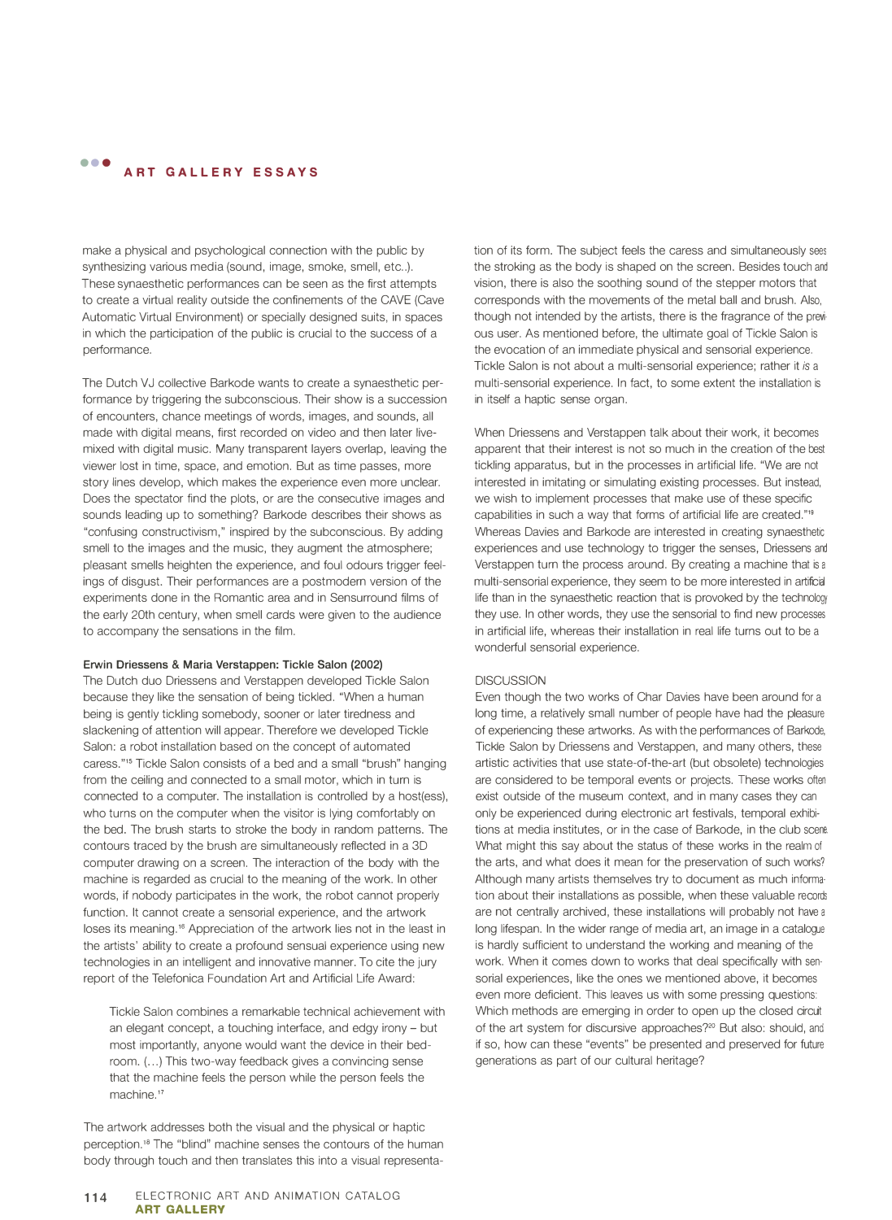make a physical and psychological connection with the public by synthesizing various media (sound, image, smoke, smell, etc..). These synaesthetic performances can be seen as the first attempts to create a virtual reality outside the confinements of the CAVE (Cave Automatic Virtual Environment) or specially designed suits, in spaces in which the participation of the public is crucial to the success of a performance.

The Dutch VJ collective Barkode wants to create a synaesthetic performance by triggering the subconscious. Their show is a succession of encounters, chance meetings of words, images, and sounds, all made with digital means, first recorded on video and then later live-mixed with digital music. Many transparent layers overlap, leaving the viewer lost in time, space, and emotion. But as time passes, more story lines develop, which makes the experience even more unclear. Does the spectator find the plots, or are the consecutive images and sounds leading up to something? Barkode describes their shows as "confusing constructivism," inspired by the subconscious. By adding smell to the images and the music, they augment the atmosphere; pleasant smells heighten the experience, and foul odours trigger feelings of disgust. Their performances are a postmodern version of the experiments done in the Romantic area and in Sensurround films of the early 20th century, when smell cards were given to the audience to accompany the sensations in the film.

**Erwin Driessens & Maria Verstappen: Tickle Salon (2002)**

The Dutch duo Driessens and Verstappen developed Tickle Salon because they like the sensation of being tickled. "When a human being is gently tickling somebody, sooner or later tiredness and slackening of attention will appear. Therefore we developed Tickle Salon: a robot installation based on the concept of automated caress."[15] Tickle Salon consists of a bed and a small "brush" hanging from the ceiling and connected to a small motor, which in turn is connected to a computer. The installation is controlled by a host(ess), who turns on the computer when the visitor is lying comfortably on the bed. The brush starts to stroke the body in random patterns. The contours traced by the brush are simultaneously reflected in a 3D computer drawing on a screen. The interaction of the body with the machine is regarded as crucial to the meaning of the work. In other words, if nobody participates in the work, the robot cannot properly function. It cannot create a sensorial experience, and the artwork loses its meaning.[16] Appreciation of the artwork lies not in the least in the artists' ability to create a profound sensual experience using new technologies in an intelligent and innovative manner. To cite the jury report of the Telefonica Foundation Art and Artificial Life Award:

> Tickle Salon combines a remarkable technical achievement with an elegant concept, a touching interface, and edgy irony – but most importantly, anyone would want the device in their bedroom. (…) This two-way feedback gives a convincing sense that the machine feels the person while the person feels the machine.[17]

The artwork addresses both the visual and the physical or haptic perception.[18] The "blind" machine senses the contours of the human body through touch and then translates this into a visual representation of its form. The subject feels the caress and simultaneously sees the stroking as the body is shaped on the screen. Besides touch and vision, there is also the soothing sound of the stepper motors that corresponds with the movements of the metal ball and brush. Also, though not intended by the artists, there is the fragrance of the previous user. As mentioned before, the ultimate goal of Tickle Salon is the evocation of an immediate physical and sensorial experience. Tickle Salon is not about a multi-sensorial experience; rather it *is* a multi-sensorial experience. In fact, to some extent the installation is in itself a haptic sense organ.

When Driessens and Verstappen talk about their work, it becomes apparent that their interest is not so much in the creation of the best tickling apparatus, but in the processes in artificial life. "We are not interested in imitating or simulating existing processes. But instead, we wish to implement processes that make use of these specific capabilities in such a way that forms of artificial life are created."[19] Whereas Davies and Barkode are interested in creating synaesthetic experiences and use technology to trigger the senses, Driessens and Verstappen turn the process around. By creating a machine that is a multi-sensorial experience, they seem to be more interested in artificial life than in the synaesthetic reaction that is provoked by the technology they use. In other words, they use the sensorial to find new processes in artificial life, whereas their installation in real life turns out to be a wonderful sensorial experience.

DISCUSSION

Even though the two works of Char Davies have been around for a long time, a relatively small number of people have had the pleasure of experiencing these artworks. As with the performances of Barkode, Tickle Salon by Driessens and Verstappen, and many others, these artistic activities that use state-of-the-art (but obsolete) technologies are considered to be temporal events or projects. These works often exist outside of the museum context, and in many cases they can only be experienced during electronic art festivals, temporal exhibitions at media institutes, or in the case of Barkode, in the club scene. What might this say about the status of these works in the realm of the arts, and what does it mean for the preservation of such works? Although many artists themselves try to document as much information about their installations as possible, when these valuable records are not centrally archived, these installations will probably not have a long lifespan. In the wider range of media art, an image in a catalogue is hardly sufficient to understand the working and meaning of the work. When it comes down to works that deal specifically with sensorial experiences, like the ones we mentioned above, it becomes even more deficient. This leaves us with some pressing questions: Which methods are emerging in order to open up the closed circuit of the art system for discursive approaches?[20] But also: should, and if so, how can these "events" be presented and preserved for future generations as part of our cultural heritage?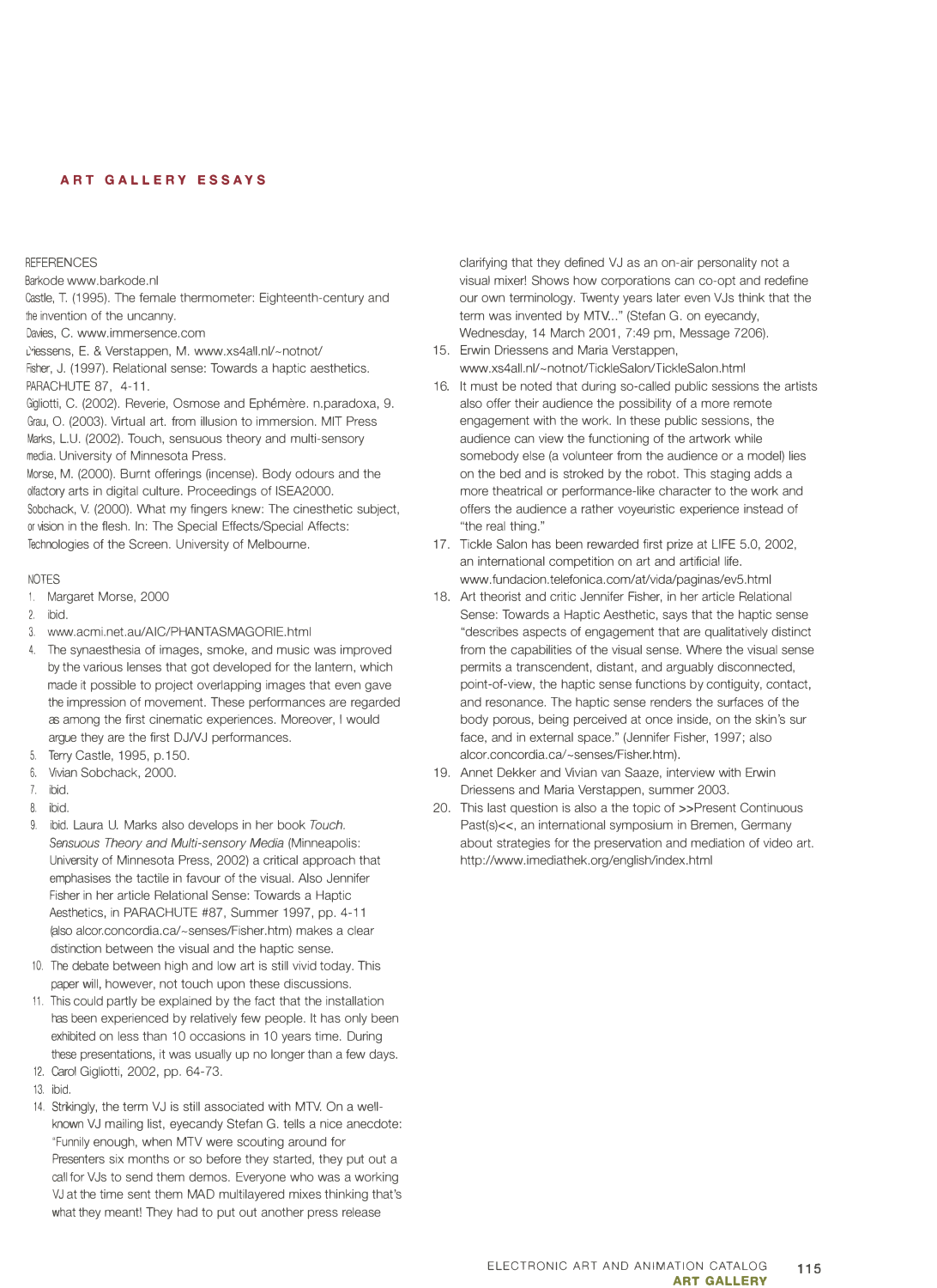## REFERENCES

Barkode www.barkode.nl

Castle, T. (1995). The female thermometer: Eighteenth-century and the invention of the uncanny.

Davies, C. www.immersence.com

Driessens, E. & Verstappen, M. www.xs4all.nl/~notnot/

Fisher, J. (1997). Relational sense: Towards a haptic aesthetics. PARACHUTE 87, 4-11.

Gigliotti, C. (2002). Reverie, Osmose and Ephémère. n.paradoxa, 9.

Grau, O. (2003). Virtual art. from illusion to immersion. MIT Press

Marks, L.U. (2002). Touch, sensuous theory and multi-sensory media. University of Minnesota Press.

Morse, M. (2000). Burnt offerings (incense). Body odours and the olfactory arts in digital culture. Proceedings of ISEA2000.

Sobchack, V. (2000). What my fingers knew: The cinesthetic subject, or vision in the flesh. In: The Special Effects/Special Affects: Technologies of the Screen. University of Melbourne.

## NOTES

1. Margaret Morse, 2000
2. ibid.
3. www.acmi.net.au/AIC/PHANTASMAGORIE.html
4. The synaesthesia of images, smoke, and music was improved by the various lenses that got developed for the lantern, which made it possible to project overlapping images that even gave the impression of movement. These performances are regarded as among the first cinematic experiences. Moreover, I would argue they are the first DJ/VJ performances.
5. Terry Castle, 1995, p.150.
6. Vivian Sobchack, 2000.
7. ibid.
8. ibid.
9. ibid. Laura U. Marks also develops in her book *Touch. Sensuous Theory and Multi-sensory Media* (Minneapolis: University of Minnesota Press, 2002) a critical approach that emphasises the tactile in favour of the visual. Also Jennifer Fisher in her article Relational Sense: Towards a Haptic Aesthetics, in PARACHUTE #87, Summer 1997, pp. 4-11 (also alcor.concordia.ca/~senses/Fisher.htm) makes a clear distinction between the visual and the haptic sense.
10. The debate between high and low art is still vivid today. This paper will, however, not touch upon these discussions.
11. This could partly be explained by the fact that the installation has been experienced by relatively few people. It has only been exhibited on less than 10 occasions in 10 years time. During these presentations, it was usually up no longer than a few days.
12. Carol Gigliotti, 2002, pp. 64-73.
13. ibid.
14. Strikingly, the term VJ is still associated with MTV. On a well-known VJ mailing list, eyecandy Stefan G. tells a nice anecdote: "Funnily enough, when MTV were scouting around for Presenters six months or so before they started, they put out a call for VJs to send them demos. Everyone who was a working VJ at the time sent them MAD multilayered mixes thinking that's what they meant! They had to put out another press release clarifying that they defined VJ as an on-air personality not a visual mixer! Shows how corporations can co-opt and redefine our own terminology. Twenty years later even VJs think that the term was invented by MTV..." (Stefan G. on eyecandy, Wednesday, 14 March 2001, 7:49 pm, Message 7206).
15. Erwin Driessens and Maria Verstappen, www.xs4all.nl/~notnot/TickleSalon/TickleSalon.html
16. It must be noted that during so-called public sessions the artists also offer their audience the possibility of a more remote engagement with the work. In these public sessions, the audience can view the functioning of the artwork while somebody else (a volunteer from the audience or a model) lies on the bed and is stroked by the robot. This staging adds a more theatrical or performance-like character to the work and offers the audience a rather voyeuristic experience instead of "the real thing."
17. Tickle Salon has been rewarded first prize at LIFE 5.0, 2002, an international competition on art and artificial life. www.fundacion.telefonica.com/at/vida/paginas/ev5.html
18. Art theorist and critic Jennifer Fisher, in her article Relational Sense: Towards a Haptic Aesthetic, says that the haptic sense "describes aspects of engagement that are qualitatively distinct from the capabilities of the visual sense. Where the visual sense permits a transcendent, distant, and arguably disconnected, point-of-view, the haptic sense functions by contiguity, contact, and resonance. The haptic sense renders the surfaces of the body porous, being perceived at once inside, on the skin's surface, and in external space." (Jennifer Fisher, 1997; also alcor.concordia.ca/~senses/Fisher.htm).
19. Annet Dekker and Vivian van Saaze, interview with Erwin Driessens and Maria Verstappen, summer 2003.
20. This last question is also a the topic of >>Present Continuous Past(s)<<, an international symposium in Bremen, Germany about strategies for the preservation and mediation of video art. http://www.imediathek.org/english/index.html